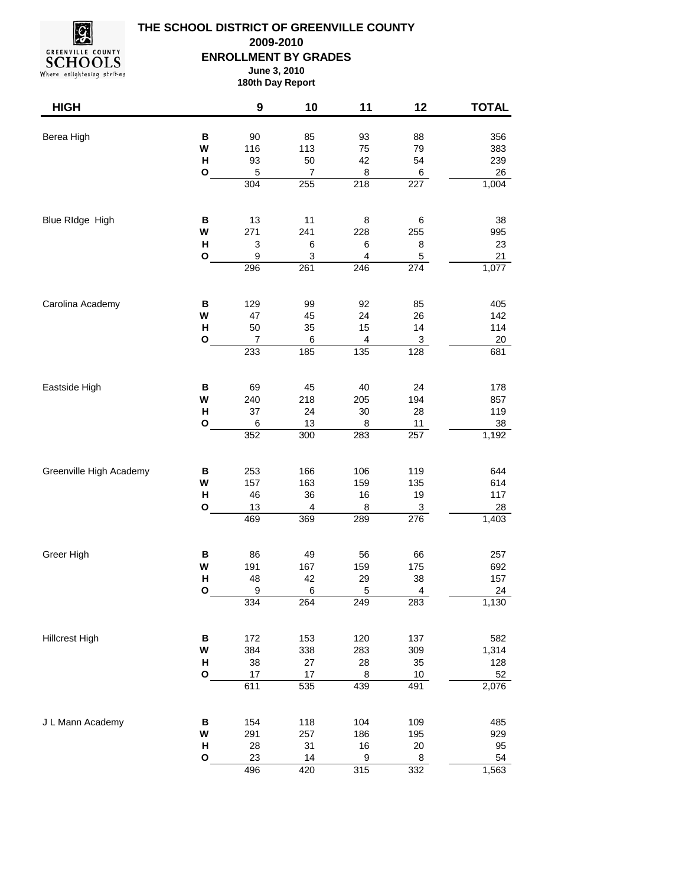# THE SCHOOL DISTRICT OF GREENVILLE COUNTY

**2009-2010**

**ENROLLMENT BY GRADES**

**June 3, 2010**

**180th Day Report**

| HIGH | | 9 | 10 | 11 | 12 | TOTAL |
|---|---|---|---|---|---|---|
| Berea High | B | 90 | 85 | 93 | 88 | 356 |
| | W | 116 | 113 | 75 | 79 | 383 |
| | H | 93 | 50 | 42 | 54 | 239 |
| | O | 5 | 7 | 8 | 6 | 26 |
| | | 304 | 255 | 218 | 227 | 1,004 |
| Blue RIdge High | B | 13 | 11 | 8 | 6 | 38 |
| | W | 271 | 241 | 228 | 255 | 995 |
| | H | 3 | 6 | 6 | 8 | 23 |
| | O | 9 | 3 | 4 | 5 | 21 |
| | | 296 | 261 | 246 | 274 | 1,077 |
| Carolina Academy | B | 129 | 99 | 92 | 85 | 405 |
| | W | 47 | 45 | 24 | 26 | 142 |
| | H | 50 | 35 | 15 | 14 | 114 |
| | O | 7 | 6 | 4 | 3 | 20 |
| | | 233 | 185 | 135 | 128 | 681 |
| Eastside High | B | 69 | 45 | 40 | 24 | 178 |
| | W | 240 | 218 | 205 | 194 | 857 |
| | H | 37 | 24 | 30 | 28 | 119 |
| | O | 6 | 13 | 8 | 11 | 38 |
| | | 352 | 300 | 283 | 257 | 1,192 |
| Greenville High Academy | B | 253 | 166 | 106 | 119 | 644 |
| | W | 157 | 163 | 159 | 135 | 614 |
| | H | 46 | 36 | 16 | 19 | 117 |
| | O | 13 | 4 | 8 | 3 | 28 |
| | | 469 | 369 | 289 | 276 | 1,403 |
| Greer High | B | 86 | 49 | 56 | 66 | 257 |
| | W | 191 | 167 | 159 | 175 | 692 |
| | H | 48 | 42 | 29 | 38 | 157 |
| | O | 9 | 6 | 5 | 4 | 24 |
| | | 334 | 264 | 249 | 283 | 1,130 |
| Hillcrest High | B | 172 | 153 | 120 | 137 | 582 |
| | W | 384 | 338 | 283 | 309 | 1,314 |
| | H | 38 | 27 | 28 | 35 | 128 |
| | O | 17 | 17 | 8 | 10 | 52 |
| | | 611 | 535 | 439 | 491 | 2,076 |
| J L Mann Academy | B | 154 | 118 | 104 | 109 | 485 |
| | W | 291 | 257 | 186 | 195 | 929 |
| | H | 28 | 31 | 16 | 20 | 95 |
| | O | 23 | 14 | 9 | 8 | 54 |
| | | 496 | 420 | 315 | 332 | 1,563 |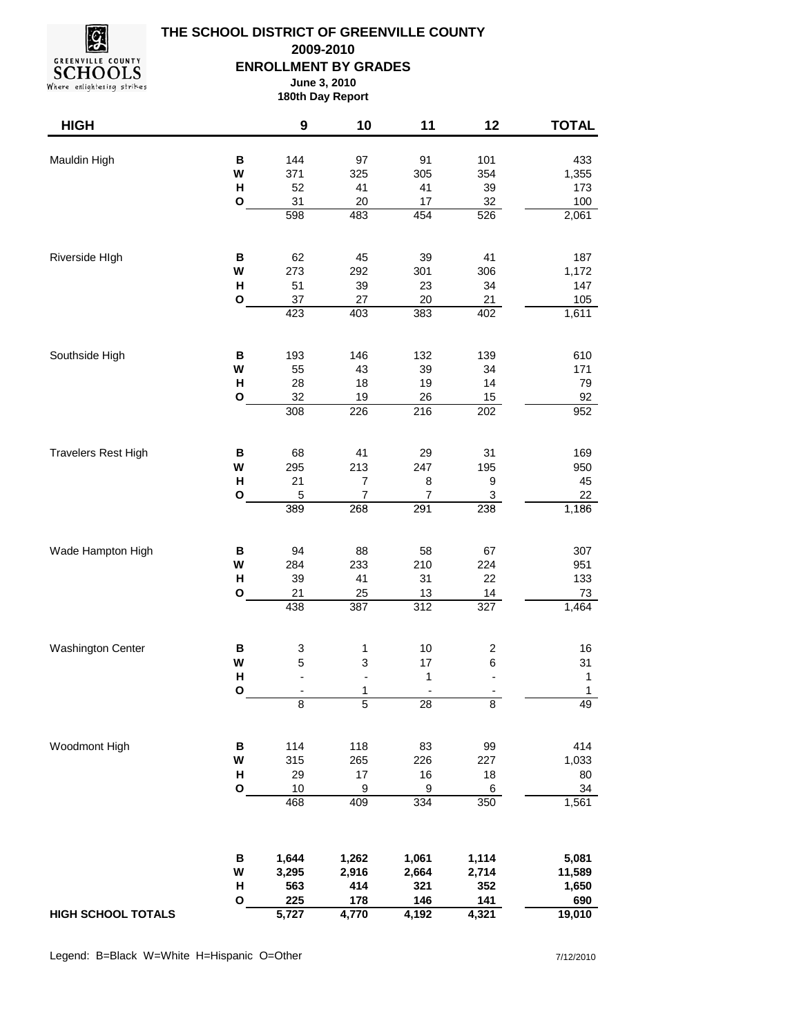**THE SCHOOL DISTRICT OF GREENVILLE COUNTY**

**2009-2010**

**ENROLLMENT BY GRADES**

**June 3, 2010**

**180th Day Report**

| HIGH | | 9 | 10 | 11 | 12 | TOTAL |
|---|---|---|---|---|---|---|
| Mauldin High | B | 144 | 97 | 91 | 101 | 433 |
| | W | 371 | 325 | 305 | 354 | 1,355 |
| | H | 52 | 41 | 41 | 39 | 173 |
| | O | 31 | 20 | 17 | 32 | 100 |
| | | 598 | 483 | 454 | 526 | 2,061 |
| Riverside HIgh | B | 62 | 45 | 39 | 41 | 187 |
| | W | 273 | 292 | 301 | 306 | 1,172 |
| | H | 51 | 39 | 23 | 34 | 147 |
| | O | 37 | 27 | 20 | 21 | 105 |
| | | 423 | 403 | 383 | 402 | 1,611 |
| Southside High | B | 193 | 146 | 132 | 139 | 610 |
| | W | 55 | 43 | 39 | 34 | 171 |
| | H | 28 | 18 | 19 | 14 | 79 |
| | O | 32 | 19 | 26 | 15 | 92 |
| | | 308 | 226 | 216 | 202 | 952 |
| Travelers Rest High | B | 68 | 41 | 29 | 31 | 169 |
| | W | 295 | 213 | 247 | 195 | 950 |
| | H | 21 | 7 | 8 | 9 | 45 |
| | O | 5 | 7 | 7 | 3 | 22 |
| | | 389 | 268 | 291 | 238 | 1,186 |
| Wade Hampton High | B | 94 | 88 | 58 | 67 | 307 |
| | W | 284 | 233 | 210 | 224 | 951 |
| | H | 39 | 41 | 31 | 22 | 133 |
| | O | 21 | 25 | 13 | 14 | 73 |
| | | 438 | 387 | 312 | 327 | 1,464 |
| Washington Center | B | 3 | 1 | 10 | 2 | 16 |
| | W | 5 | 3 | 17 | 6 | 31 |
| | H | - | - | 1 | - | 1 |
| | O | - | 1 | - | - | 1 |
| | | 8 | 5 | 28 | 8 | 49 |
| Woodmont High | B | 114 | 118 | 83 | 99 | 414 |
| | W | 315 | 265 | 226 | 227 | 1,033 |
| | H | 29 | 17 | 16 | 18 | 80 |
| | O | 10 | 9 | 9 | 6 | 34 |
| | | 468 | 409 | 334 | 350 | 1,561 |
| | **B** | **1,644** | **1,262** | **1,061** | **1,114** | **5,081** |
| | **W** | **3,295** | **2,916** | **2,664** | **2,714** | **11,589** |
| | **H** | **563** | **414** | **321** | **352** | **1,650** |
| | **O** | **225** | **178** | **146** | **141** | **690** |
| **HIGH SCHOOL TOTALS** | | **5,727** | **4,770** | **4,192** | **4,321** | **19,010** |

Legend: B=Black W=White H=Hispanic O=Other

7/12/2010